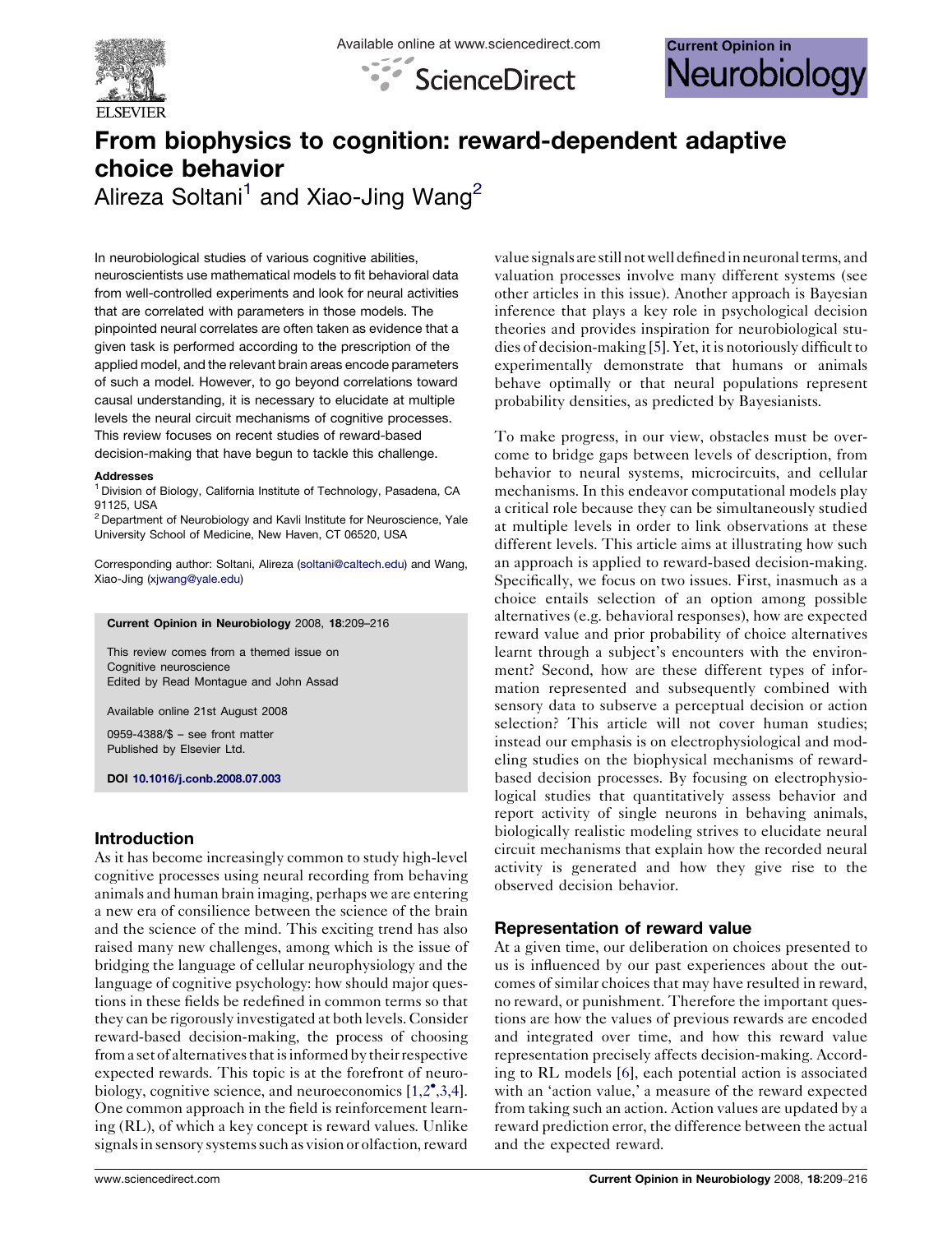# From biophysics to cognition: reward-dependent adaptive choice behavior

Alireza Soltani[1] and Xiao-Jing Wang[2]

In neurobiological studies of various cognitive abilities, neuroscientists use mathematical models to fit behavioral data from well-controlled experiments and look for neural activities that are correlated with parameters in those models. The pinpointed neural correlates are often taken as evidence that a given task is performed according to the prescription of the applied model, and the relevant brain areas encode parameters of such a model. However, to go beyond correlations toward causal understanding, it is necessary to elucidate at multiple levels the neural circuit mechanisms of cognitive processes. This review focuses on recent studies of reward-based decision-making that have begun to tackle this challenge.

**Addresses**

[1] Division of Biology, California Institute of Technology, Pasadena, CA 91125, USA

[2] Department of Neurobiology and Kavli Institute for Neuroscience, Yale University School of Medicine, New Haven, CT 06520, USA

Corresponding author: Soltani, Alireza (soltani@caltech.edu) and Wang, Xiao-Jing (xjwang@yale.edu)

**Current Opinion in Neurobiology** 2008, **18**:209–216

This review comes from a themed issue on Cognitive neuroscience
Edited by Read Montague and John Assad

Available online 21st August 2008

0959-4388/$ – see front matter
Published by Elsevier Ltd.

**DOI** 10.1016/j.conb.2008.07.003

## Introduction

As it has become increasingly common to study high-level cognitive processes using neural recording from behaving animals and human brain imaging, perhaps we are entering a new era of consilience between the science of the brain and the science of the mind. This exciting trend has also raised many new challenges, among which is the issue of bridging the language of cellular neurophysiology and the language of cognitive psychology: how should major questions in these fields be redefined in common terms so that they can be rigorously investigated at both levels. Consider reward-based decision-making, the process of choosing from a set of alternatives that is informed by their respective expected rewards. This topic is at the forefront of neurobiology, cognitive science, and neuroeconomics [1,2•,3,4]. One common approach in the field is reinforcement learning (RL), of which a key concept is reward values. Unlike signals in sensory systems such as vision or olfaction, reward value signals are still not well defined in neuronal terms, and valuation processes involve many different systems (see other articles in this issue). Another approach is Bayesian inference that plays a key role in psychological decision theories and provides inspiration for neurobiological studies of decision-making [5]. Yet, it is notoriously difficult to experimentally demonstrate that humans or animals behave optimally or that neural populations represent probability densities, as predicted by Bayesianists.

To make progress, in our view, obstacles must be overcome to bridge gaps between levels of description, from behavior to neural systems, microcircuits, and cellular mechanisms. In this endeavor computational models play a critical role because they can be simultaneously studied at multiple levels in order to link observations at these different levels. This article aims at illustrating how such an approach is applied to reward-based decision-making. Specifically, we focus on two issues. First, inasmuch as a choice entails selection of an option among possible alternatives (e.g. behavioral responses), how are expected reward value and prior probability of choice alternatives learnt through a subject's encounters with the environment? Second, how are these different types of information represented and subsequently combined with sensory data to subserve a perceptual decision or action selection? This article will not cover human studies; instead our emphasis is on electrophysiological and modeling studies on the biophysical mechanisms of reward-based decision processes. By focusing on electrophysiological studies that quantitatively assess behavior and report activity of single neurons in behaving animals, biologically realistic modeling strives to elucidate neural circuit mechanisms that explain how the recorded neural activity is generated and how they give rise to the observed decision behavior.

## Representation of reward value

At a given time, our deliberation on choices presented to us is influenced by our past experiences about the outcomes of similar choices that may have resulted in reward, no reward, or punishment. Therefore the important questions are how the values of previous rewards are encoded and integrated over time, and how this reward value representation precisely affects decision-making. According to RL models [6], each potential action is associated with an 'action value,' a measure of the reward expected from taking such an action. Action values are updated by a reward prediction error, the difference between the actual and the expected reward.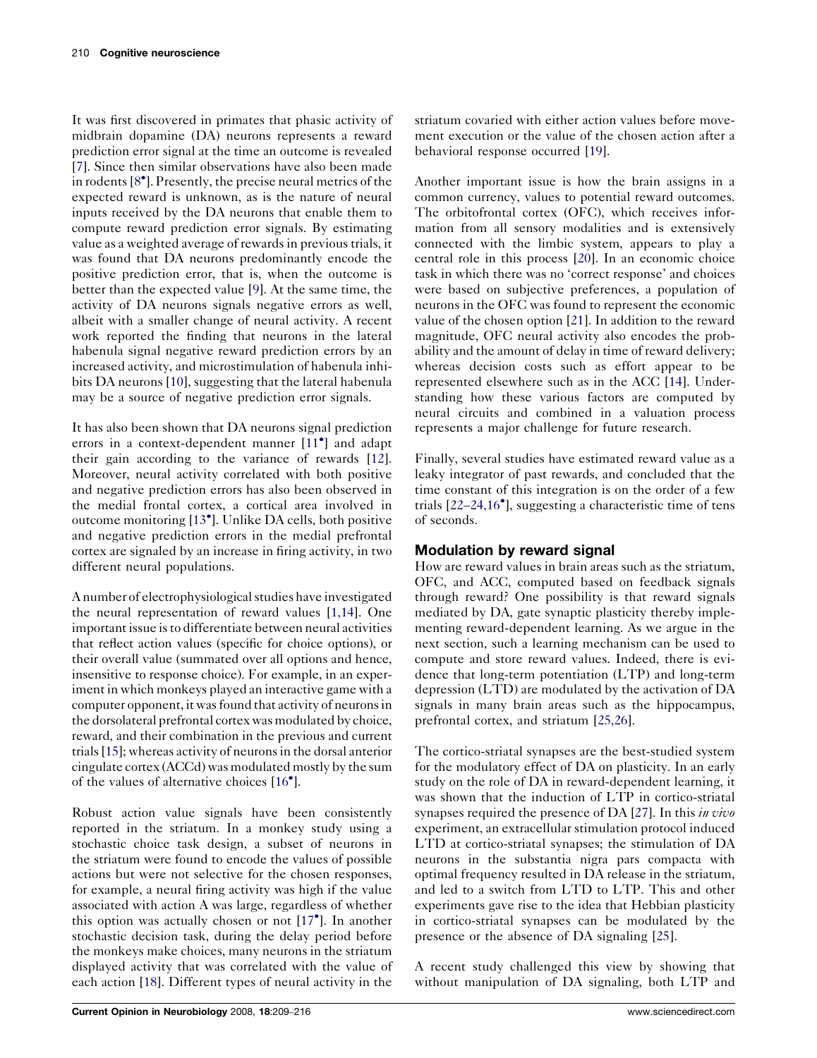It was first discovered in primates that phasic activity of midbrain dopamine (DA) neurons represents a reward prediction error signal at the time an outcome is revealed [7]. Since then similar observations have also been made in rodents [8•]. Presently, the precise neural metrics of the expected reward is unknown, as is the nature of neural inputs received by the DA neurons that enable them to compute reward prediction error signals. By estimating value as a weighted average of rewards in previous trials, it was found that DA neurons predominantly encode the positive prediction error, that is, when the outcome is better than the expected value [9]. At the same time, the activity of DA neurons signals negative errors as well, albeit with a smaller change of neural activity. A recent work reported the finding that neurons in the lateral habenula signal negative reward prediction errors by an increased activity, and microstimulation of habenula inhibits DA neurons [10], suggesting that the lateral habenula may be a source of negative prediction error signals.

It has also been shown that DA neurons signal prediction errors in a context-dependent manner [11•] and adapt their gain according to the variance of rewards [12]. Moreover, neural activity correlated with both positive and negative prediction errors has also been observed in the medial frontal cortex, a cortical area involved in outcome monitoring [13•]. Unlike DA cells, both positive and negative prediction errors in the medial prefrontal cortex are signaled by an increase in firing activity, in two different neural populations.

A number of electrophysiological studies have investigated the neural representation of reward values [1,14]. One important issue is to differentiate between neural activities that reflect action values (specific for choice options), or their overall value (summated over all options and hence, insensitive to response choice). For example, in an experiment in which monkeys played an interactive game with a computer opponent, it was found that activity of neurons in the dorsolateral prefrontal cortex was modulated by choice, reward, and their combination in the previous and current trials [15]; whereas activity of neurons in the dorsal anterior cingulate cortex (ACCd) was modulated mostly by the sum of the values of alternative choices [16•].

Robust action value signals have been consistently reported in the striatum. In a monkey study using a stochastic choice task design, a subset of neurons in the striatum were found to encode the values of possible actions but were not selective for the chosen responses, for example, a neural firing activity was high if the value associated with action A was large, regardless of whether this option was actually chosen or not [17•]. In another stochastic decision task, during the delay period before the monkeys make choices, many neurons in the striatum displayed activity that was correlated with the value of each action [18]. Different types of neural activity in the striatum covaried with either action values before movement execution or the value of the chosen action after a behavioral response occurred [19].

Another important issue is how the brain assigns in a common currency, values to potential reward outcomes. The orbitofrontal cortex (OFC), which receives information from all sensory modalities and is extensively connected with the limbic system, appears to play a central role in this process [20]. In an economic choice task in which there was no 'correct response' and choices were based on subjective preferences, a population of neurons in the OFC was found to represent the economic value of the chosen option [21]. In addition to the reward magnitude, OFC neural activity also encodes the probability and the amount of delay in time of reward delivery; whereas decision costs such as effort appear to be represented elsewhere such as in the ACC [14]. Understanding how these various factors are computed by neural circuits and combined in a valuation process represents a major challenge for future research.

Finally, several studies have estimated reward value as a leaky integrator of past rewards, and concluded that the time constant of this integration is on the order of a few trials [22–24,16•], suggesting a characteristic time of tens of seconds.

## Modulation by reward signal

How are reward values in brain areas such as the striatum, OFC, and ACC, computed based on feedback signals through reward? One possibility is that reward signals mediated by DA, gate synaptic plasticity thereby implementing reward-dependent learning. As we argue in the next section, such a learning mechanism can be used to compute and store reward values. Indeed, there is evidence that long-term potentiation (LTP) and long-term depression (LTD) are modulated by the activation of DA signals in many brain areas such as the hippocampus, prefrontal cortex, and striatum [25,26].

The cortico-striatal synapses are the best-studied system for the modulatory effect of DA on plasticity. In an early study on the role of DA in reward-dependent learning, it was shown that the induction of LTP in cortico-striatal synapses required the presence of DA [27]. In this *in vivo* experiment, an extracellular stimulation protocol induced LTD at cortico-striatal synapses; the stimulation of DA neurons in the substantia nigra pars compacta with optimal frequency resulted in DA release in the striatum, and led to a switch from LTD to LTP. This and other experiments gave rise to the idea that Hebbian plasticity in cortico-striatal synapses can be modulated by the presence or the absence of DA signaling [25].

A recent study challenged this view by showing that without manipulation of DA signaling, both LTP and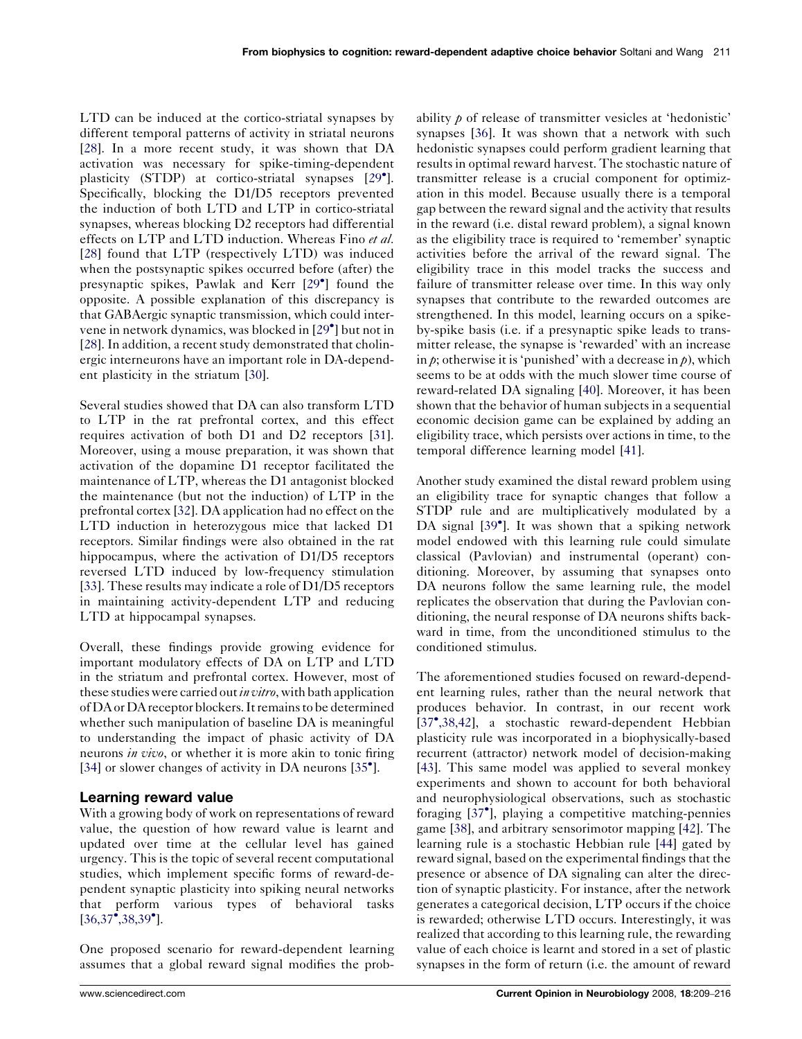LTD can be induced at the cortico-striatal synapses by different temporal patterns of activity in striatal neurons [28]. In a more recent study, it was shown that DA activation was necessary for spike-timing-dependent plasticity (STDP) at cortico-striatal synapses [29•]. Specifically, blocking the D1/D5 receptors prevented the induction of both LTD and LTP in cortico-striatal synapses, whereas blocking D2 receptors had differential effects on LTP and LTD induction. Whereas Fino *et al.* [28] found that LTP (respectively LTD) was induced when the postsynaptic spikes occurred before (after) the presynaptic spikes, Pawlak and Kerr [29•] found the opposite. A possible explanation of this discrepancy is that GABAergic synaptic transmission, which could intervene in network dynamics, was blocked in [29•] but not in [28]. In addition, a recent study demonstrated that cholinergic interneurons have an important role in DA-dependent plasticity in the striatum [30].

Several studies showed that DA can also transform LTD to LTP in the rat prefrontal cortex, and this effect requires activation of both D1 and D2 receptors [31]. Moreover, using a mouse preparation, it was shown that activation of the dopamine D1 receptor facilitated the maintenance of LTP, whereas the D1 antagonist blocked the maintenance (but not the induction) of LTP in the prefrontal cortex [32]. DA application had no effect on the LTD induction in heterozygous mice that lacked D1 receptors. Similar findings were also obtained in the rat hippocampus, where the activation of D1/D5 receptors reversed LTD induced by low-frequency stimulation [33]. These results may indicate a role of D1/D5 receptors in maintaining activity-dependent LTP and reducing LTD at hippocampal synapses.

Overall, these findings provide growing evidence for important modulatory effects of DA on LTP and LTD in the striatum and prefrontal cortex. However, most of these studies were carried out *in vitro*, with bath application of DA or DA receptor blockers. It remains to be determined whether such manipulation of baseline DA is meaningful to understanding the impact of phasic activity of DA neurons *in vivo*, or whether it is more akin to tonic firing [34] or slower changes of activity in DA neurons [35•].

## Learning reward value

With a growing body of work on representations of reward value, the question of how reward value is learnt and updated over time at the cellular level has gained urgency. This is the topic of several recent computational studies, which implement specific forms of reward-dependent synaptic plasticity into spiking neural networks that perform various types of behavioral tasks [36,37•,38,39•].

One proposed scenario for reward-dependent learning assumes that a global reward signal modifies the probability $p$ of release of transmitter vesicles at 'hedonistic' synapses [36]. It was shown that a network with such hedonistic synapses could perform gradient learning that results in optimal reward harvest. The stochastic nature of transmitter release is a crucial component for optimization in this model. Because usually there is a temporal gap between the reward signal and the activity that results in the reward (i.e. distal reward problem), a signal known as the eligibility trace is required to 'remember' synaptic activities before the arrival of the reward signal. The eligibility trace in this model tracks the success and failure of transmitter release over time. In this way only synapses that contribute to the rewarded outcomes are strengthened. In this model, learning occurs on a spike-by-spike basis (i.e. if a presynaptic spike leads to transmitter release, the synapse is 'rewarded' with an increase in $p$; otherwise it is 'punished' with a decrease in $p$), which seems to be at odds with the much slower time course of reward-related DA signaling [40]. Moreover, it has been shown that the behavior of human subjects in a sequential economic decision game can be explained by adding an eligibility trace, which persists over actions in time, to the temporal difference learning model [41].

Another study examined the distal reward problem using an eligibility trace for synaptic changes that follow a STDP rule and are multiplicatively modulated by a DA signal [39•]. It was shown that a spiking network model endowed with this learning rule could simulate classical (Pavlovian) and instrumental (operant) conditioning. Moreover, by assuming that synapses onto DA neurons follow the same learning rule, the model replicates the observation that during the Pavlovian conditioning, the neural response of DA neurons shifts backward in time, from the unconditioned stimulus to the conditioned stimulus.

The aforementioned studies focused on reward-dependent learning rules, rather than the neural network that produces behavior. In contrast, in our recent work [37•,38,42], a stochastic reward-dependent Hebbian plasticity rule was incorporated in a biophysically-based recurrent (attractor) network model of decision-making [43]. This same model was applied to several monkey experiments and shown to account for both behavioral and neurophysiological observations, such as stochastic foraging [37•], playing a competitive matching-pennies game [38], and arbitrary sensorimotor mapping [42]. The learning rule is a stochastic Hebbian rule [44] gated by reward signal, based on the experimental findings that the presence or absence of DA signaling can alter the direction of synaptic plasticity. For instance, after the network generates a categorical decision, LTP occurs if the choice is rewarded; otherwise LTD occurs. Interestingly, it was realized that according to this learning rule, the rewarding value of each choice is learnt and stored in a set of plastic synapses in the form of return (i.e. the amount of reward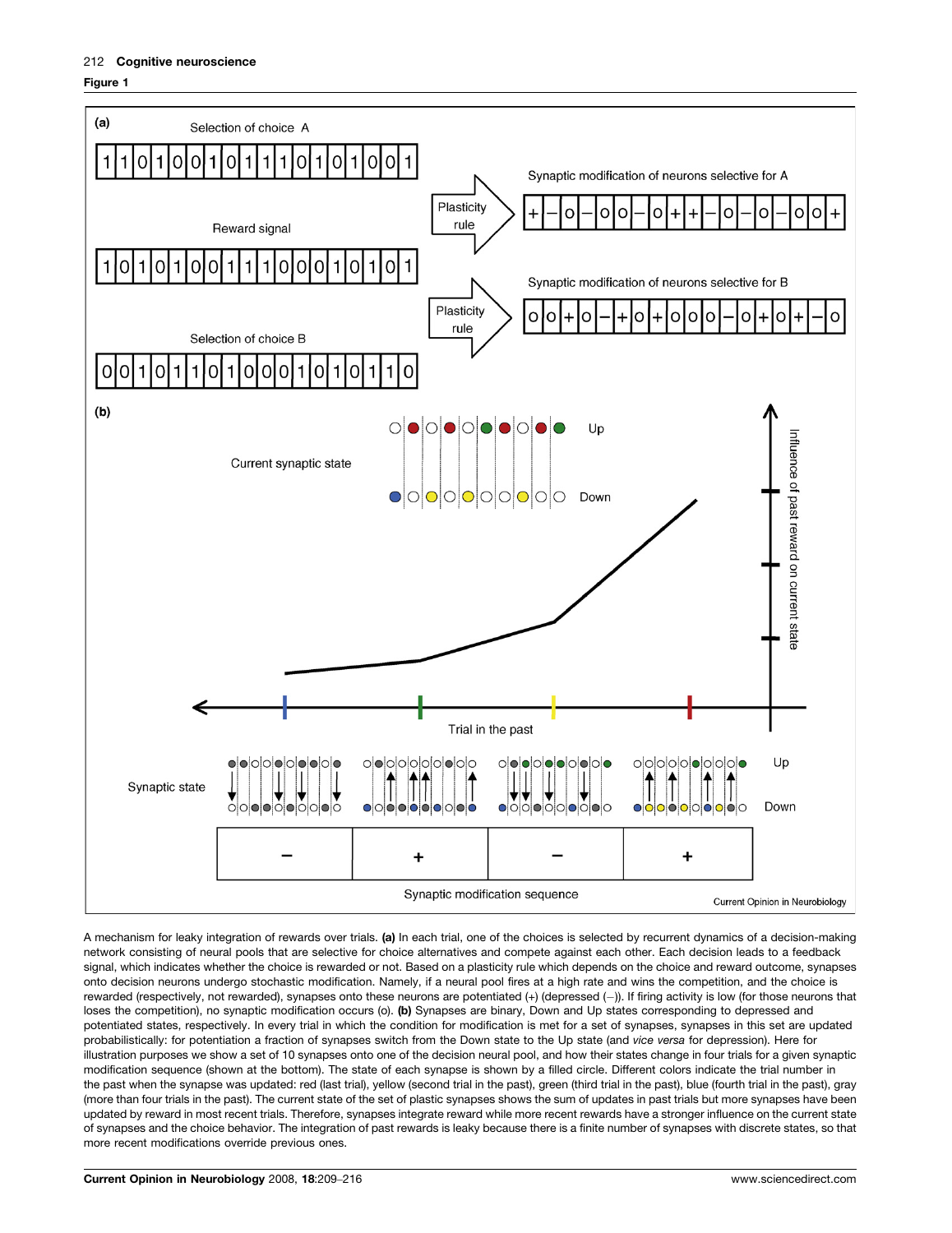**Figure 1**

A mechanism for leaky integration of rewards over trials. **(a)** In each trial, one of the choices is selected by recurrent dynamics of a decision-making network consisting of neural pools that are selective for choice alternatives and compete against each other. Each decision leads to a feedback signal, which indicates whether the choice is rewarded or not. Based on a plasticity rule which depends on the choice and reward outcome, synapses onto decision neurons undergo stochastic modification. Namely, if a neural pool fires at a high rate and wins the competition, and the choice is rewarded (respectively, not rewarded), synapses onto these neurons are potentiated (+) (depressed (–)). If firing activity is low (for those neurons that loses the competition), no synaptic modification occurs (o). **(b)** Synapses are binary, Down and Up states corresponding to depressed and potentiated states, respectively. In every trial in which the condition for modification is met for a set of synapses, synapses in this set are updated probabilistically: for potentiation a fraction of synapses switch from the Down state to the Up state (and *vice versa* for depression). Here for illustration purposes we show a set of 10 synapses onto one of the decision neural pool, and how their states change in four trials for a given synaptic modification sequence (shown at the bottom). The state of each synapse is shown by a filled circle. Different colors indicate the trial number in the past when the synapse was updated: red (last trial), yellow (second trial in the past), green (third trial in the past), blue (fourth trial in the past), gray (more than four trials in the past). The current state of the set of plastic synapses shows the sum of updates in past trials but more synapses have been updated by reward in most recent trials. Therefore, synapses integrate reward while more recent rewards have a stronger influence on the current state of synapses and the choice behavior. The integration of past rewards is leaky because there is a finite number of synapses with discrete states, so that more recent modifications override previous ones.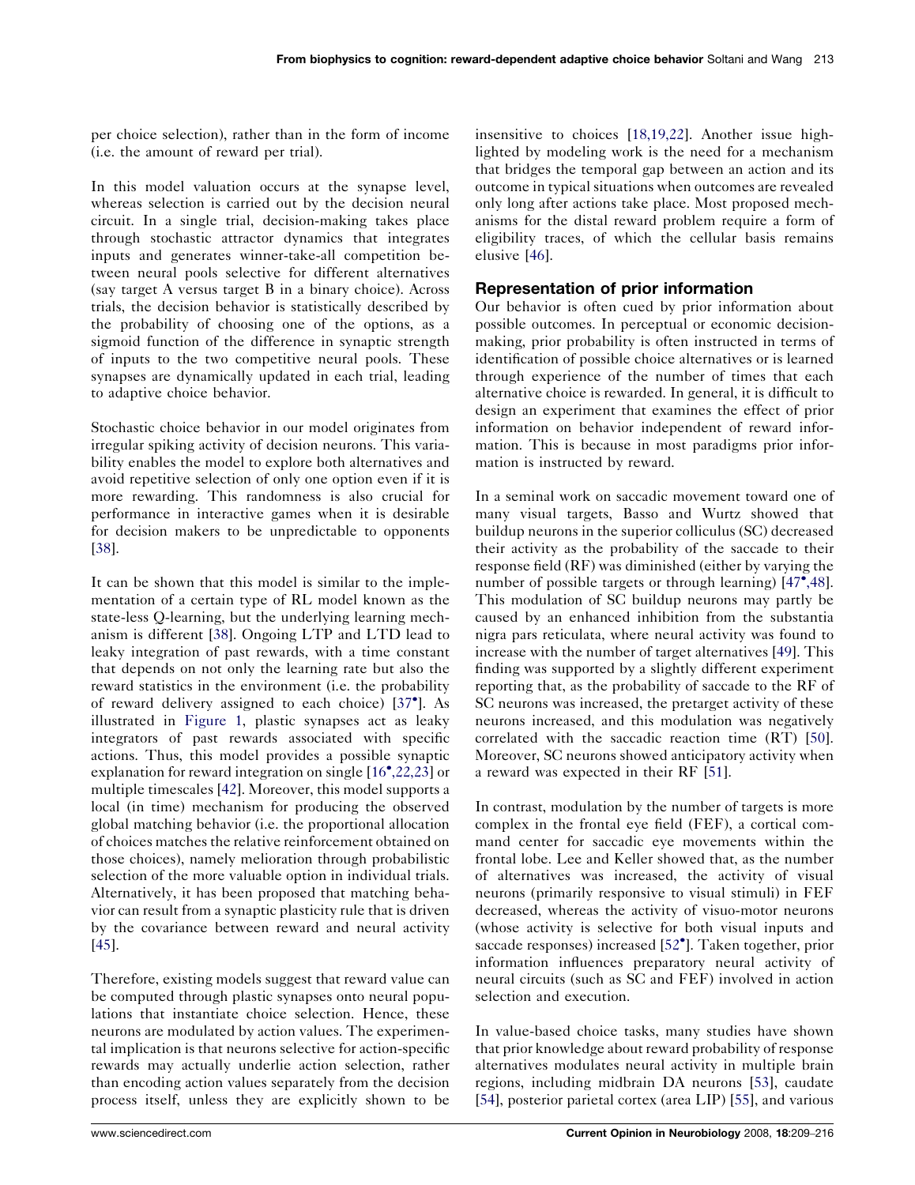per choice selection), rather than in the form of income (i.e. the amount of reward per trial).

In this model valuation occurs at the synapse level, whereas selection is carried out by the decision neural circuit. In a single trial, decision-making takes place through stochastic attractor dynamics that integrates inputs and generates winner-take-all competition between neural pools selective for different alternatives (say target A versus target B in a binary choice). Across trials, the decision behavior is statistically described by the probability of choosing one of the options, as a sigmoid function of the difference in synaptic strength of inputs to the two competitive neural pools. These synapses are dynamically updated in each trial, leading to adaptive choice behavior.

Stochastic choice behavior in our model originates from irregular spiking activity of decision neurons. This variability enables the model to explore both alternatives and avoid repetitive selection of only one option even if it is more rewarding. This randomness is also crucial for performance in interactive games when it is desirable for decision makers to be unpredictable to opponents [38].

It can be shown that this model is similar to the implementation of a certain type of RL model known as the state-less Q-learning, but the underlying learning mechanism is different [38]. Ongoing LTP and LTD lead to leaky integration of past rewards, with a time constant that depends on not only the learning rate but also the reward statistics in the environment (i.e. the probability of reward delivery assigned to each choice) [37•]. As illustrated in Figure 1, plastic synapses act as leaky integrators of past rewards associated with specific actions. Thus, this model provides a possible synaptic explanation for reward integration on single [16•,22,23] or multiple timescales [42]. Moreover, this model supports a local (in time) mechanism for producing the observed global matching behavior (i.e. the proportional allocation of choices matches the relative reinforcement obtained on those choices), namely melioration through probabilistic selection of the more valuable option in individual trials. Alternatively, it has been proposed that matching behavior can result from a synaptic plasticity rule that is driven by the covariance between reward and neural activity [45].

Therefore, existing models suggest that reward value can be computed through plastic synapses onto neural populations that instantiate choice selection. Hence, these neurons are modulated by action values. The experimental implication is that neurons selective for action-specific rewards may actually underlie action selection, rather than encoding action values separately from the decision process itself, unless they are explicitly shown to be insensitive to choices [18,19,22]. Another issue highlighted by modeling work is the need for a mechanism that bridges the temporal gap between an action and its outcome in typical situations when outcomes are revealed only long after actions take place. Most proposed mechanisms for the distal reward problem require a form of eligibility traces, of which the cellular basis remains elusive [46].

## Representation of prior information

Our behavior is often cued by prior information about possible outcomes. In perceptual or economic decision-making, prior probability is often instructed in terms of identification of possible choice alternatives or is learned through experience of the number of times that each alternative choice is rewarded. In general, it is difficult to design an experiment that examines the effect of prior information on behavior independent of reward information. This is because in most paradigms prior information is instructed by reward.

In a seminal work on saccadic movement toward one of many visual targets, Basso and Wurtz showed that buildup neurons in the superior colliculus (SC) decreased their activity as the probability of the saccade to their response field (RF) was diminished (either by varying the number of possible targets or through learning) [47•,48]. This modulation of SC buildup neurons may partly be caused by an enhanced inhibition from the substantia nigra pars reticulata, where neural activity was found to increase with the number of target alternatives [49]. This finding was supported by a slightly different experiment reporting that, as the probability of saccade to the RF of SC neurons was increased, the pretarget activity of these neurons increased, and this modulation was negatively correlated with the saccadic reaction time (RT) [50]. Moreover, SC neurons showed anticipatory activity when a reward was expected in their RF [51].

In contrast, modulation by the number of targets is more complex in the frontal eye field (FEF), a cortical command center for saccadic eye movements within the frontal lobe. Lee and Keller showed that, as the number of alternatives was increased, the activity of visual neurons (primarily responsive to visual stimuli) in FEF decreased, whereas the activity of visuo-motor neurons (whose activity is selective for both visual inputs and saccade responses) increased [52•]. Taken together, prior information influences preparatory neural activity of neural circuits (such as SC and FEF) involved in action selection and execution.

In value-based choice tasks, many studies have shown that prior knowledge about reward probability of response alternatives modulates neural activity in multiple brain regions, including midbrain DA neurons [53], caudate [54], posterior parietal cortex (area LIP) [55], and various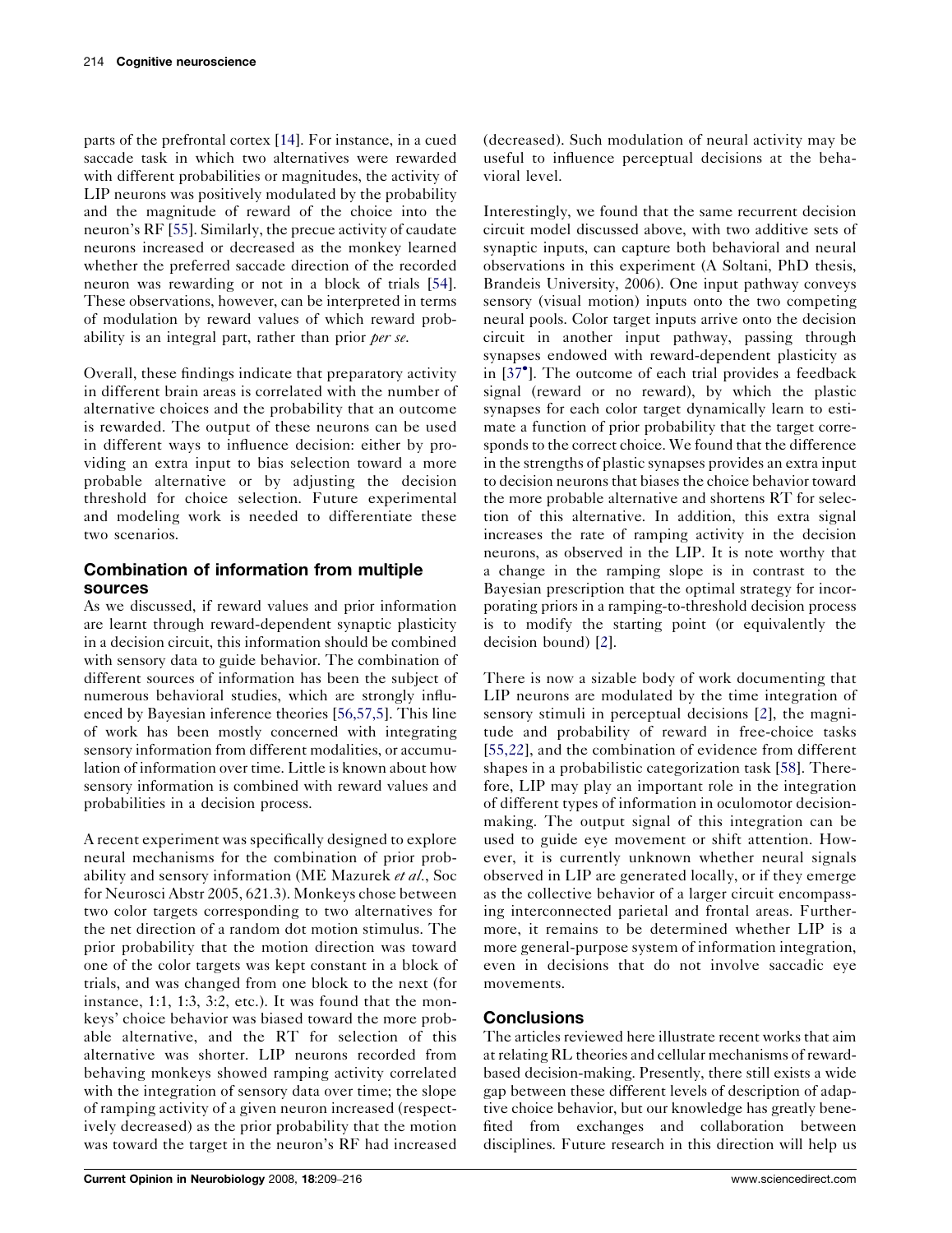parts of the prefrontal cortex [14]. For instance, in a cued saccade task in which two alternatives were rewarded with different probabilities or magnitudes, the activity of LIP neurons was positively modulated by the probability and the magnitude of reward of the choice into the neuron's RF [55]. Similarly, the precue activity of caudate neurons increased or decreased as the monkey learned whether the preferred saccade direction of the recorded neuron was rewarding or not in a block of trials [54]. These observations, however, can be interpreted in terms of modulation by reward values of which reward probability is an integral part, rather than prior *per se*.

Overall, these findings indicate that preparatory activity in different brain areas is correlated with the number of alternative choices and the probability that an outcome is rewarded. The output of these neurons can be used in different ways to influence decision: either by providing an extra input to bias selection toward a more probable alternative or by adjusting the decision threshold for choice selection. Future experimental and modeling work is needed to differentiate these two scenarios.

## Combination of information from multiple sources

As we discussed, if reward values and prior information are learnt through reward-dependent synaptic plasticity in a decision circuit, this information should be combined with sensory data to guide behavior. The combination of different sources of information has been the subject of numerous behavioral studies, which are strongly influenced by Bayesian inference theories [56,57,5]. This line of work has been mostly concerned with integrating sensory information from different modalities, or accumulation of information over time. Little is known about how sensory information is combined with reward values and probabilities in a decision process.

A recent experiment was specifically designed to explore neural mechanisms for the combination of prior probability and sensory information (ME Mazurek *et al.*, Soc for Neurosci Abstr 2005, 621.3). Monkeys chose between two color targets corresponding to two alternatives for the net direction of a random dot motion stimulus. The prior probability that the motion direction was toward one of the color targets was kept constant in a block of trials, and was changed from one block to the next (for instance, 1:1, 1:3, 3:2, etc.). It was found that the monkeys' choice behavior was biased toward the more probable alternative, and the RT for selection of this alternative was shorter. LIP neurons recorded from behaving monkeys showed ramping activity correlated with the integration of sensory data over time; the slope of ramping activity of a given neuron increased (respectively decreased) as the prior probability that the motion was toward the target in the neuron's RF had increased (decreased). Such modulation of neural activity may be useful to influence perceptual decisions at the behavioral level.

Interestingly, we found that the same recurrent decision circuit model discussed above, with two additive sets of synaptic inputs, can capture both behavioral and neural observations in this experiment (A Soltani, PhD thesis, Brandeis University, 2006). One input pathway conveys sensory (visual motion) inputs onto the two competing neural pools. Color target inputs arrive onto the decision circuit in another input pathway, passing through synapses endowed with reward-dependent plasticity as in [37•]. The outcome of each trial provides a feedback signal (reward or no reward), by which the plastic synapses for each color target dynamically learn to estimate a function of prior probability that the target corresponds to the correct choice. We found that the difference in the strengths of plastic synapses provides an extra input to decision neurons that biases the choice behavior toward the more probable alternative and shortens RT for selection of this alternative. In addition, this extra signal increases the rate of ramping activity in the decision neurons, as observed in the LIP. It is note worthy that a change in the ramping slope is in contrast to the Bayesian prescription that the optimal strategy for incorporating priors in a ramping-to-threshold decision process is to modify the starting point (or equivalently the decision bound) [2].

There is now a sizable body of work documenting that LIP neurons are modulated by the time integration of sensory stimuli in perceptual decisions [2], the magnitude and probability of reward in free-choice tasks [55,22], and the combination of evidence from different shapes in a probabilistic categorization task [58]. Therefore, LIP may play an important role in the integration of different types of information in oculomotor decision-making. The output signal of this integration can be used to guide eye movement or shift attention. However, it is currently unknown whether neural signals observed in LIP are generated locally, or if they emerge as the collective behavior of a larger circuit encompassing interconnected parietal and frontal areas. Furthermore, it remains to be determined whether LIP is a more general-purpose system of information integration, even in decisions that do not involve saccadic eye movements.

## Conclusions

The articles reviewed here illustrate recent works that aim at relating RL theories and cellular mechanisms of reward-based decision-making. Presently, there still exists a wide gap between these different levels of description of adaptive choice behavior, but our knowledge has greatly benefited from exchanges and collaboration between disciplines. Future research in this direction will help us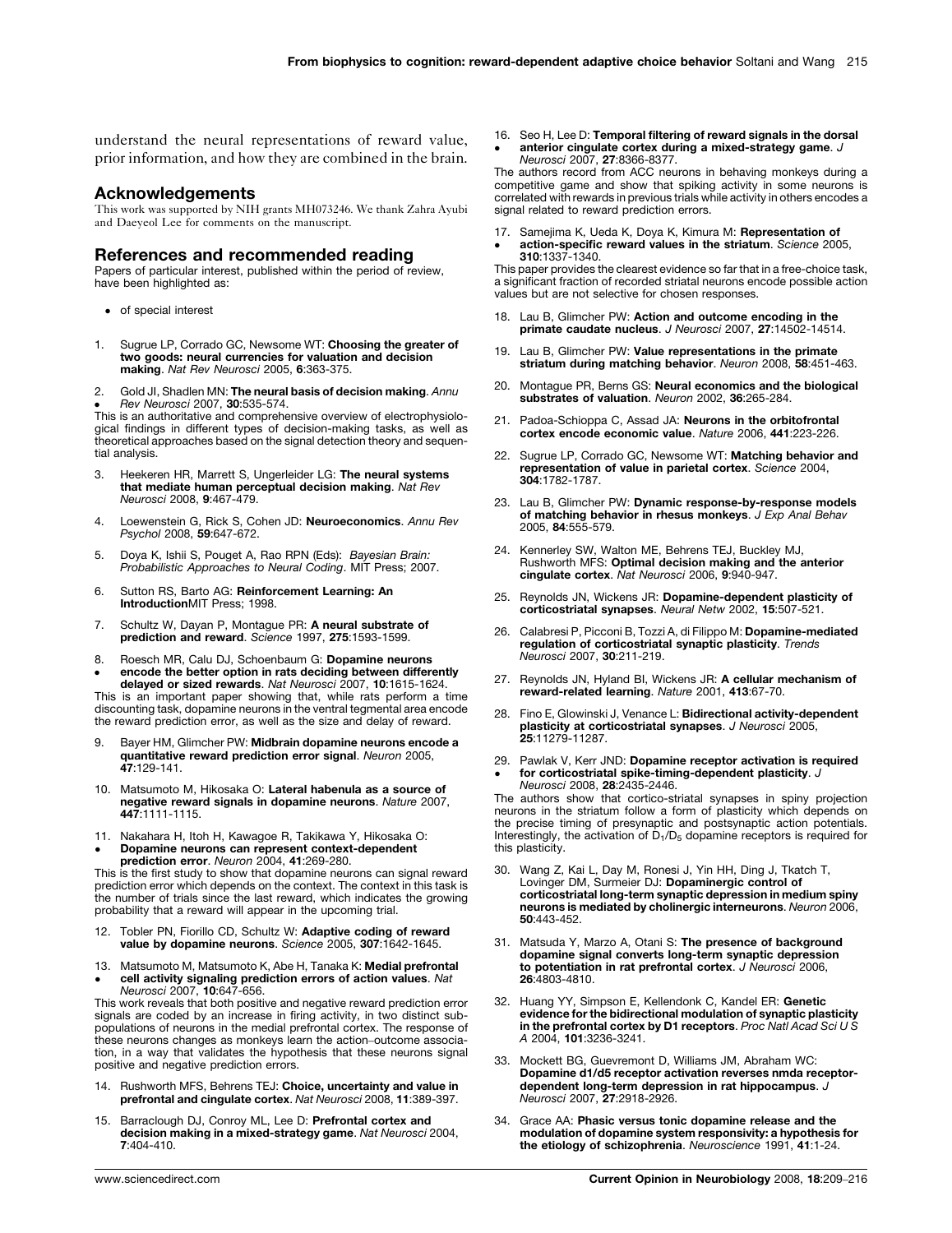understand the neural representations of reward value, prior information, and how they are combined in the brain.

## Acknowledgements

This work was supported by NIH grants MH073246. We thank Zahra Ayubi and Daeyeol Lee for comments on the manuscript.

## References and recommended reading

Papers of particular interest, published within the period of review, have been highlighted as:

- of special interest

1. Sugrue LP, Corrado GC, Newsome WT: **Choosing the greater of two goods: neural currencies for valuation and decision making**. *Nat Rev Neurosci* 2005, **6**:363-375.

2. • Gold JI, Shadlen MN: **The neural basis of decision making**. *Annu Rev Neurosci* 2007, **30**:535-574.
This is an authoritative and comprehensive overview of electrophysiological findings in different types of decision-making tasks, as well as theoretical approaches based on the signal detection theory and sequential analysis.

3. Heekeren HR, Marrett S, Ungerleider LG: **The neural systems that mediate human perceptual decision making**. *Nat Rev Neurosci* 2008, **9**:467-479.

4. Loewenstein G, Rick S, Cohen JD: **Neuroeconomics**. *Annu Rev Psychol* 2008, **59**:647-672.

5. Doya K, Ishii S, Pouget A, Rao RPN (Eds): *Bayesian Brain: Probabilistic Approaches to Neural Coding*. MIT Press; 2007.

6. Sutton RS, Barto AG: **Reinforcement Learning: An Introduction**MIT Press; 1998.

7. Schultz W, Dayan P, Montague PR: **A neural substrate of prediction and reward**. *Science* 1997, **275**:1593-1599.

8. • Roesch MR, Calu DJ, Schoenbaum G: **Dopamine neurons encode the better option in rats deciding between differently delayed or sized rewards**. *Nat Neurosci* 2007, **10**:1615-1624.
This is an important paper showing that, while rats perform a time discounting task, dopamine neurons in the ventral tegmental area encode the reward prediction error, as well as the size and delay of reward.

9. Bayer HM, Glimcher PW: **Midbrain dopamine neurons encode a quantitative reward prediction error signal**. *Neuron* 2005, **47**:129-141.

10. Matsumoto M, Hikosaka O: **Lateral habenula as a source of negative reward signals in dopamine neurons**. *Nature* 2007, **447**:1111-1115.

11. • Nakahara H, Itoh H, Kawagoe R, Takikawa Y, Hikosaka O: **Dopamine neurons can represent context-dependent prediction error**. *Neuron* 2004, **41**:269-280.
This is the first study to show that dopamine neurons can signal reward prediction error which depends on the context. The context in this task is the number of trials since the last reward, which indicates the growing probability that a reward will appear in the upcoming trial.

12. Tobler PN, Fiorillo CD, Schultz W: **Adaptive coding of reward value by dopamine neurons**. *Science* 2005, **307**:1642-1645.

13. • Matsumoto M, Matsumoto K, Abe H, Tanaka K: **Medial prefrontal cell activity signaling prediction errors of action values**. *Nat Neurosci* 2007, **10**:647-656.
This work reveals that both positive and negative reward prediction error signals are coded by an increase in firing activity, in two distinct subpopulations of neurons in the medial prefrontal cortex. The response of these neurons changes as monkeys learn the action–outcome association, in a way that validates the hypothesis that these neurons signal positive and negative prediction errors.

14. Rushworth MFS, Behrens TEJ: **Choice, uncertainty and value in prefrontal and cingulate cortex**. *Nat Neurosci* 2008, **11**:389-397.

15. Barraclough DJ, Conroy ML, Lee D: **Prefrontal cortex and decision making in a mixed-strategy game**. *Nat Neurosci* 2004, **7**:404-410.

16. • Seo H, Lee D: **Temporal filtering of reward signals in the dorsal anterior cingulate cortex during a mixed-strategy game**. *J Neurosci* 2007, **27**:8366-8377.
The authors record from ACC neurons in behaving monkeys during a competitive game and show that spiking activity in some neurons is correlated with rewards in previous trials while activity in others encodes a signal related to reward prediction errors.

17. • Samejima K, Ueda K, Doya K, Kimura M: **Representation of action-specific reward values in the striatum**. *Science* 2005, **310**:1337-1340.
This paper provides the clearest evidence so far that in a free-choice task, a significant fraction of recorded striatal neurons encode possible action values but are not selective for chosen responses.

18. Lau B, Glimcher PW: **Action and outcome encoding in the primate caudate nucleus**. *J Neurosci* 2007, **27**:14502-14514.

19. Lau B, Glimcher PW: **Value representations in the primate striatum during matching behavior**. *Neuron* 2008, **58**:451-463.

20. Montague PR, Berns GS: **Neural economics and the biological substrates of valuation**. *Neuron* 2002, **36**:265-284.

21. Padoa-Schioppa C, Assad JA: **Neurons in the orbitofrontal cortex encode economic value**. *Nature* 2006, **441**:223-226.

22. Sugrue LP, Corrado GC, Newsome WT: **Matching behavior and representation of value in parietal cortex**. *Science* 2004, **304**:1782-1787.

23. Lau B, Glimcher PW: **Dynamic response-by-response models of matching behavior in rhesus monkeys**. *J Exp Anal Behav* 2005, **84**:555-579.

24. Kennerley SW, Walton ME, Behrens TEJ, Buckley MJ, Rushworth MFS: **Optimal decision making and the anterior cingulate cortex**. *Nat Neurosci* 2006, **9**:940-947.

25. Reynolds JN, Wickens JR: **Dopamine-dependent plasticity of corticostriatal synapses**. *Neural Netw* 2002, **15**:507-521.

26. Calabresi P, Picconi B, Tozzi A, di Filippo M: **Dopamine-mediated regulation of corticostriatal synaptic plasticity**. *Trends Neurosci* 2007, **30**:211-219.

27. Reynolds JN, Hyland BI, Wickens JR: **A cellular mechanism of reward-related learning**. *Nature* 2001, **413**:67-70.

28. Fino E, Glowinski J, Venance L: **Bidirectional activity-dependent plasticity at corticostriatal synapses**. *J Neurosci* 2005, **25**:11279-11287.

29. • Pawlak V, Kerr JND: **Dopamine receptor activation is required for corticostriatal spike-timing-dependent plasticity**. *J Neurosci* 2008, **28**:2435-2446.
The authors show that cortico-striatal synapses in spiny projection neurons in the striatum follow a form of plasticity which depends on the precise timing of presynaptic and postsynaptic action potentials. Interestingly, the activation of $D_1/D_5$ dopamine receptors is required for this plasticity.

30. Wang Z, Kai L, Day M, Ronesi J, Yin HH, Ding J, Tkatch T, Lovinger DM, Surmeier DJ: **Dopaminergic control of corticostriatal long-term synaptic depression in medium spiny neurons is mediated by cholinergic interneurons**. *Neuron* 2006, **50**:443-452.

31. Matsuda Y, Marzo A, Otani S: **The presence of background dopamine signal converts long-term synaptic depression to potentiation in rat prefrontal cortex**. *J Neurosci* 2006, **26**:4803-4810.

32. Huang YY, Simpson E, Kellendonk C, Kandel ER: **Genetic evidence for the bidirectional modulation of synaptic plasticity in the prefrontal cortex by D1 receptors**. *Proc Natl Acad Sci U S A* 2004, **101**:3236-3241.

33. Mockett BG, Guevremont D, Williams JM, Abraham WC: **Dopamine d1/d5 receptor activation reverses nmda receptor-dependent long-term depression in rat hippocampus**. *J Neurosci* 2007, **27**:2918-2926.

34. Grace AA: **Phasic versus tonic dopamine release and the modulation of dopamine system responsivity: a hypothesis for the etiology of schizophrenia**. *Neuroscience* 1991, **41**:1-24.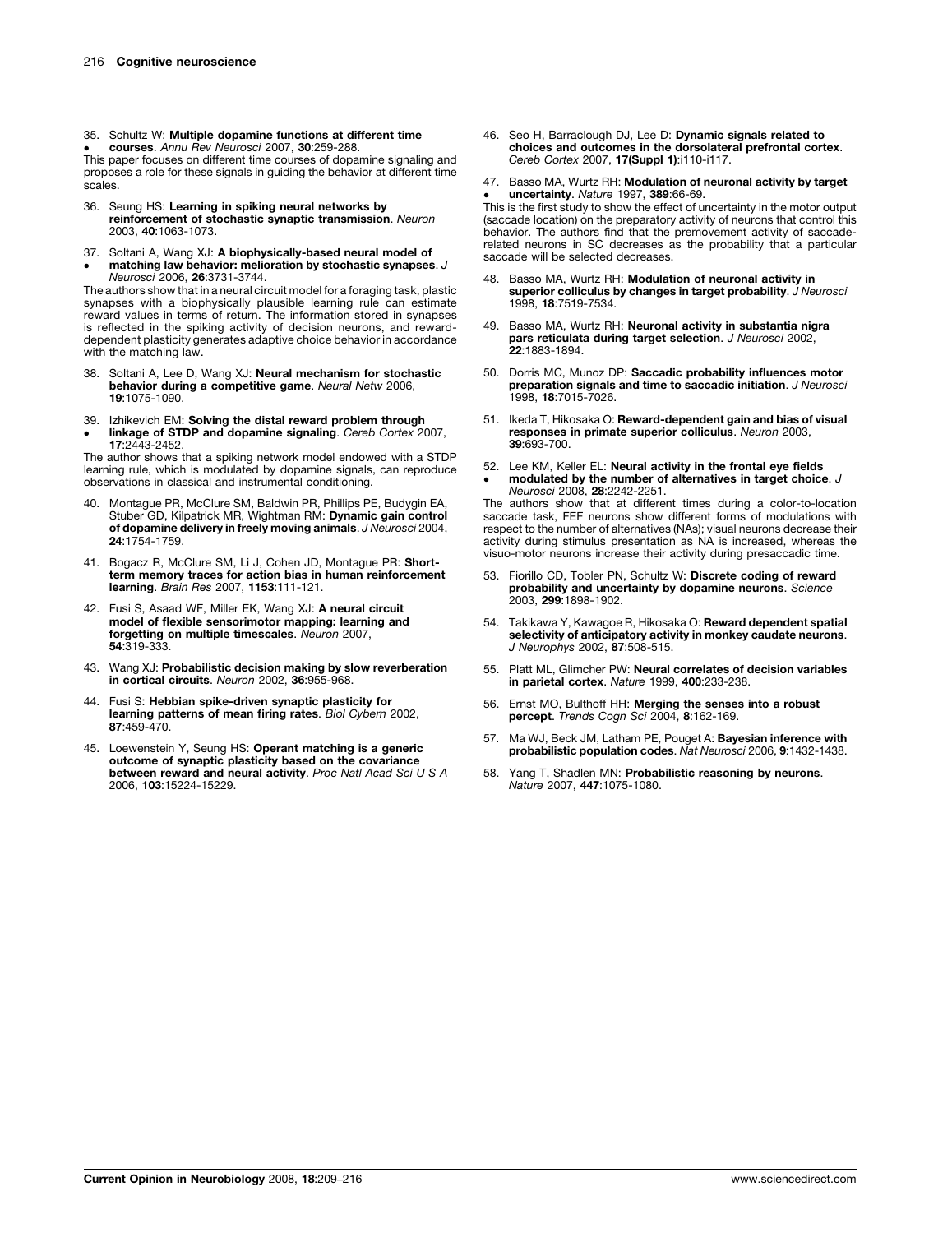35. Schultz W: **Multiple dopamine functions at different time**
• **courses**. *Annu Rev Neurosci* 2007, **30**:259-288.
This paper focuses on different time courses of dopamine signaling and proposes a role for these signals in guiding the behavior at different time scales.

36. Seung HS: **Learning in spiking neural networks by reinforcement of stochastic synaptic transmission**. *Neuron* 2003, **40**:1063-1073.

37. Soltani A, Wang XJ: **A biophysically-based neural model of**
• **matching law behavior: melioration by stochastic synapses**. *J Neurosci* 2006, **26**:3731-3744.
The authors show that in a neural circuit model for a foraging task, plastic synapses with a biophysically plausible learning rule can estimate reward values in terms of return. The information stored in synapses is reflected in the spiking activity of decision neurons, and reward-dependent plasticity generates adaptive choice behavior in accordance with the matching law.

38. Soltani A, Lee D, Wang XJ: **Neural mechanism for stochastic behavior during a competitive game**. *Neural Netw* 2006, **19**:1075-1090.

39. Izhikevich EM: **Solving the distal reward problem through**
• **linkage of STDP and dopamine signaling**. *Cereb Cortex* 2007, **17**:2443-2452.
The author shows that a spiking network model endowed with a STDP learning rule, which is modulated by dopamine signals, can reproduce observations in classical and instrumental conditioning.

40. Montague PR, McClure SM, Baldwin PR, Phillips PE, Budygin EA, Stuber GD, Kilpatrick MR, Wightman RM: **Dynamic gain control of dopamine delivery in freely moving animals**. *J Neurosci* 2004, **24**:1754-1759.

41. Bogacz R, McClure SM, Li J, Cohen JD, Montague PR: **Short-term memory traces for action bias in human reinforcement learning**. *Brain Res* 2007, **1153**:111-121.

42. Fusi S, Asaad WF, Miller EK, Wang XJ: **A neural circuit model of flexible sensorimotor mapping: learning and forgetting on multiple timescales**. *Neuron* 2007, **54**:319-333.

43. Wang XJ: **Probabilistic decision making by slow reverberation in cortical circuits**. *Neuron* 2002, **36**:955-968.

44. Fusi S: **Hebbian spike-driven synaptic plasticity for learning patterns of mean firing rates**. *Biol Cybern* 2002, **87**:459-470.

45. Loewenstein Y, Seung HS: **Operant matching is a generic outcome of synaptic plasticity based on the covariance between reward and neural activity**. *Proc Natl Acad Sci U S A* 2006, **103**:15224-15229.

46. Seo H, Barraclough DJ, Lee D: **Dynamic signals related to choices and outcomes in the dorsolateral prefrontal cortex**. *Cereb Cortex* 2007, **17(Suppl 1)**:i110-i117.

47. Basso MA, Wurtz RH: **Modulation of neuronal activity by target**
• **uncertainty**. *Nature* 1997, **389**:66-69.
This is the first study to show the effect of uncertainty in the motor output (saccade location) on the preparatory activity of neurons that control this behavior. The authors find that the premovement activity of saccade-related neurons in SC decreases as the probability that a particular saccade will be selected decreases.

48. Basso MA, Wurtz RH: **Modulation of neuronal activity in superior colliculus by changes in target probability**. *J Neurosci* 1998, **18**:7519-7534.

49. Basso MA, Wurtz RH: **Neuronal activity in substantia nigra pars reticulata during target selection**. *J Neurosci* 2002, **22**:1883-1894.

50. Dorris MC, Munoz DP: **Saccadic probability influences motor preparation signals and time to saccadic initiation**. *J Neurosci* 1998, **18**:7015-7026.

51. Ikeda T, Hikosaka O: **Reward-dependent gain and bias of visual responses in primate superior colliculus**. *Neuron* 2003, **39**:693-700.

52. Lee KM, Keller EL: **Neural activity in the frontal eye fields**
• **modulated by the number of alternatives in target choice**. *J Neurosci* 2008, **28**:2242-2251.
The authors show that at different times during a color-to-location saccade task, FEF neurons show different forms of modulations with respect to the number of alternatives (NAs); visual neurons decrease their activity during stimulus presentation as NA is increased, whereas the visuo-motor neurons increase their activity during presaccadic time.

53. Fiorillo CD, Tobler PN, Schultz W: **Discrete coding of reward probability and uncertainty by dopamine neurons**. *Science* 2003, **299**:1898-1902.

54. Takikawa Y, Kawagoe R, Hikosaka O: **Reward dependent spatial selectivity of anticipatory activity in monkey caudate neurons**. *J Neurophys* 2002, **87**:508-515.

55. Platt ML, Glimcher PW: **Neural correlates of decision variables in parietal cortex**. *Nature* 1999, **400**:233-238.

56. Ernst MO, Bulthoff HH: **Merging the senses into a robust percept**. *Trends Cogn Sci* 2004, **8**:162-169.

57. Ma WJ, Beck JM, Latham PE, Pouget A: **Bayesian inference with probabilistic population codes**. *Nat Neurosci* 2006, **9**:1432-1438.

58. Yang T, Shadlen MN: **Probabilistic reasoning by neurons**. *Nature* 2007, **447**:1075-1080.